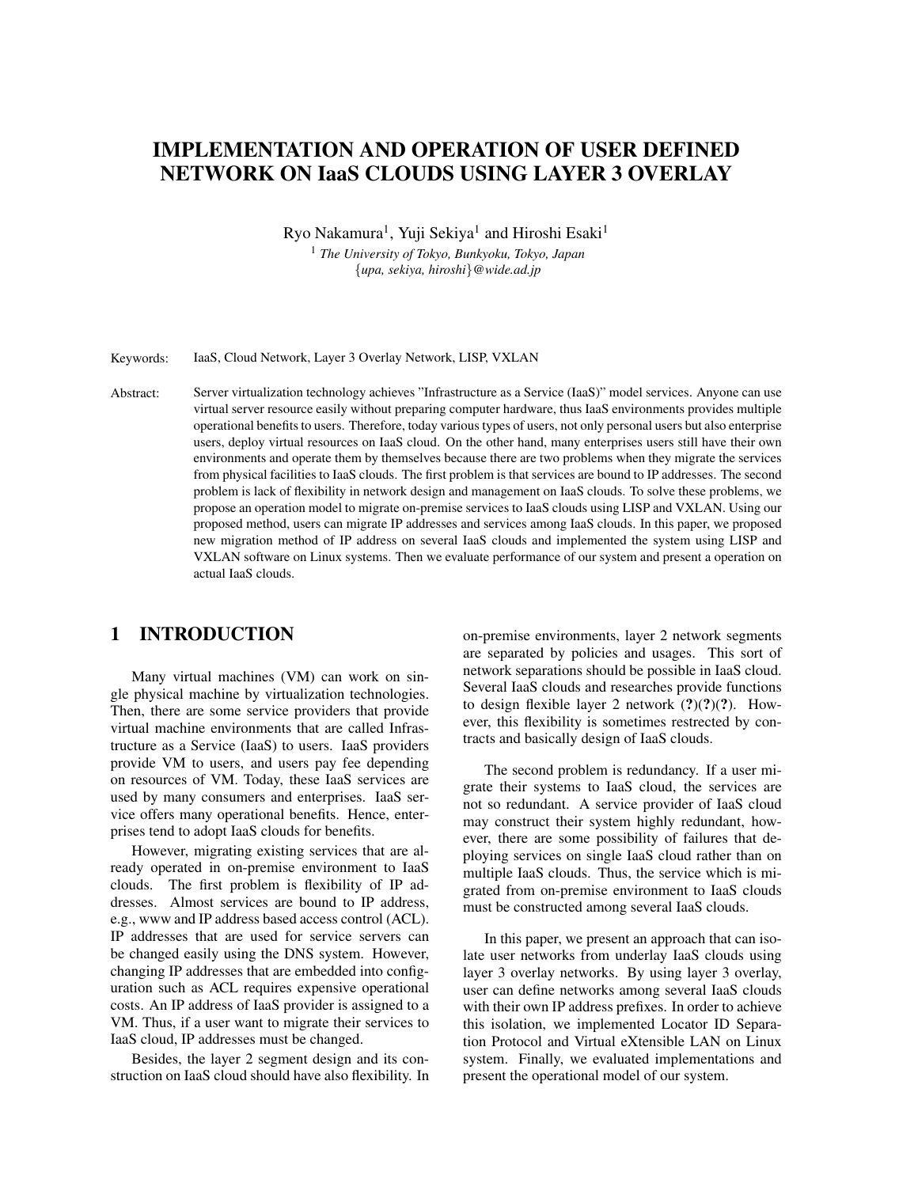# IMPLEMENTATION AND OPERATION OF USER DEFINED NETWORK ON IaaS CLOUDS USING LAYER 3 OVERLAY

Ryo Nakamura[1], Yuji Sekiya[1] and Hiroshi Esaki[1]

[1] *The University of Tokyo, Bunkyoku, Tokyo, Japan*
{*upa, sekiya, hiroshi*}*@wide.ad.jp*

Keywords: IaaS, Cloud Network, Layer 3 Overlay Network, LISP, VXLAN

Abstract: Server virtualization technology achieves "Infrastructure as a Service (IaaS)" model services. Anyone can use virtual server resource easily without preparing computer hardware, thus IaaS environments provides multiple operational benefits to users. Therefore, today various types of users, not only personal users but also enterprise users, deploy virtual resources on IaaS cloud. On the other hand, many enterprises users still have their own environments and operate them by themselves because there are two problems when they migrate the services from physical facilities to IaaS clouds. The first problem is that services are bound to IP addresses. The second problem is lack of flexibility in network design and management on IaaS clouds. To solve these problems, we propose an operation model to migrate on-premise services to IaaS clouds using LISP and VXLAN. Using our proposed method, users can migrate IP addresses and services among IaaS clouds. In this paper, we proposed new migration method of IP address on several IaaS clouds and implemented the system using LISP and VXLAN software on Linux systems. Then we evaluate performance of our system and present a operation on actual IaaS clouds.

## 1 INTRODUCTION

Many virtual machines (VM) can work on single physical machine by virtualization technologies. Then, there are some service providers that provide virtual machine environments that are called Infrastructure as a Service (IaaS) to users. IaaS providers provide VM to users, and users pay fee depending on resources of VM. Today, these IaaS services are used by many consumers and enterprises. IaaS service offers many operational benefits. Hence, enterprises tend to adopt IaaS clouds for benefits.

However, migrating existing services that are already operated in on-premise environment to IaaS clouds. The first problem is flexibility of IP addresses. Almost services are bound to IP address, e.g., www and IP address based access control (ACL). IP addresses that are used for service servers can be changed easily using the DNS system. However, changing IP addresses that are embedded into configuration such as ACL requires expensive operational costs. An IP address of IaaS provider is assigned to a VM. Thus, if a user want to migrate their services to IaaS cloud, IP addresses must be changed.

Besides, the layer 2 segment design and its construction on IaaS cloud should have also flexibility. In on-premise environments, layer 2 network segments are separated by policies and usages. This sort of network separations should be possible in IaaS cloud. Several IaaS clouds and researches provide functions to design flexible layer 2 network (**?**)(**?**)(**?**). However, this flexibility is sometimes restrected by contracts and basically design of IaaS clouds.

The second problem is redundancy. If a user migrate their systems to IaaS cloud, the services are not so redundant. A service provider of IaaS cloud may construct their system highly redundant, however, there are some possibility of failures that deploying services on single IaaS cloud rather than on multiple IaaS clouds. Thus, the service which is migrated from on-premise environment to IaaS clouds must be constructed among several IaaS clouds.

In this paper, we present an approach that can isolate user networks from underlay IaaS clouds using layer 3 overlay networks. By using layer 3 overlay, user can define networks among several IaaS clouds with their own IP address prefixes. In order to achieve this isolation, we implemented Locator ID Separation Protocol and Virtual eXtensible LAN on Linux system. Finally, we evaluated implementations and present the operational model of our system.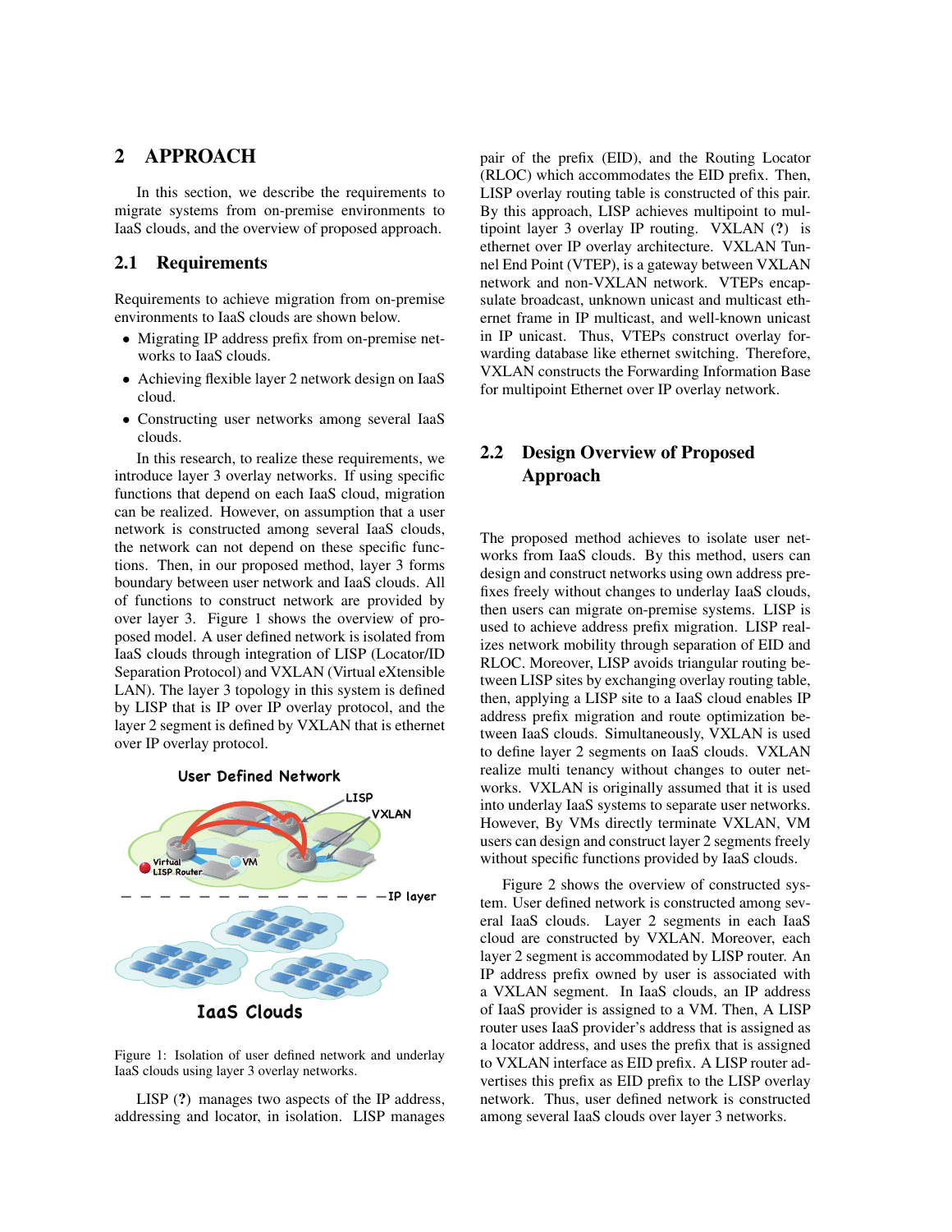## 2 APPROACH

In this section, we describe the requirements to migrate systems from on-premise environments to IaaS clouds, and the overview of proposed approach.

### 2.1 Requirements

Requirements to achieve migration from on-premise environments to IaaS clouds are shown below.

- Migrating IP address prefix from on-premise networks to IaaS clouds.
- Achieving flexible layer 2 network design on IaaS cloud.
- Constructing user networks among several IaaS clouds.

In this research, to realize these requirements, we introduce layer 3 overlay networks. If using specific functions that depend on each IaaS cloud, migration can be realized. However, on assumption that a user network is constructed among several IaaS clouds, the network can not depend on these specific functions. Then, in our proposed method, layer 3 forms boundary between user network and IaaS clouds. All of functions to construct network are provided by over layer 3. Figure 1 shows the overview of proposed model. A user defined network is isolated from IaaS clouds through integration of LISP (Locator/ID Separation Protocol) and VXLAN (Virtual eXtensible LAN). The layer 3 topology in this system is defined by LISP that is IP over IP overlay protocol, and the layer 2 segment is defined by VXLAN that is ethernet over IP overlay protocol.

Figure 1: Isolation of user defined network and underlay IaaS clouds using layer 3 overlay networks.

LISP (**?**) manages two aspects of the IP address, addressing and locator, in isolation. LISP manages pair of the prefix (EID), and the Routing Locator (RLOC) which accommodates the EID prefix. Then, LISP overlay routing table is constructed of this pair. By this approach, LISP achieves multipoint to multipoint layer 3 overlay IP routing. VXLAN (**?**) is ethernet over IP overlay architecture. VXLAN Tunnel End Point (VTEP), is a gateway between VXLAN network and non-VXLAN network. VTEPs encapsulate broadcast, unknown unicast and multicast ethernet frame in IP multicast, and well-known unicast in IP unicast. Thus, VTEPs construct overlay forwarding database like ethernet switching. Therefore, VXLAN constructs the Forwarding Information Base for multipoint Ethernet over IP overlay network.

### 2.2 Design Overview of Proposed Approach

The proposed method achieves to isolate user networks from IaaS clouds. By this method, users can design and construct networks using own address prefixes freely without changes to underlay IaaS clouds, then users can migrate on-premise systems. LISP is used to achieve address prefix migration. LISP realizes network mobility through separation of EID and RLOC. Moreover, LISP avoids triangular routing between LISP sites by exchanging overlay routing table, then, applying a LISP site to a IaaS cloud enables IP address prefix migration and route optimization between IaaS clouds. Simultaneously, VXLAN is used to define layer 2 segments on IaaS clouds. VXLAN realize multi tenancy without changes to outer networks. VXLAN is originally assumed that it is used into underlay IaaS systems to separate user networks. However, By VMs directly terminate VXLAN, VM users can design and construct layer 2 segments freely without specific functions provided by IaaS clouds.

Figure 2 shows the overview of constructed system. User defined network is constructed among several IaaS clouds. Layer 2 segments in each IaaS cloud are constructed by VXLAN. Moreover, each layer 2 segment is accommodated by LISP router. An IP address prefix owned by user is associated with a VXLAN segment. In IaaS clouds, an IP address of IaaS provider is assigned to a VM. Then, A LISP router uses IaaS provider's address that is assigned as a locator address, and uses the prefix that is assigned to VXLAN interface as EID prefix. A LISP router advertises this prefix as EID prefix to the LISP overlay network. Thus, user defined network is constructed among several IaaS clouds over layer 3 networks.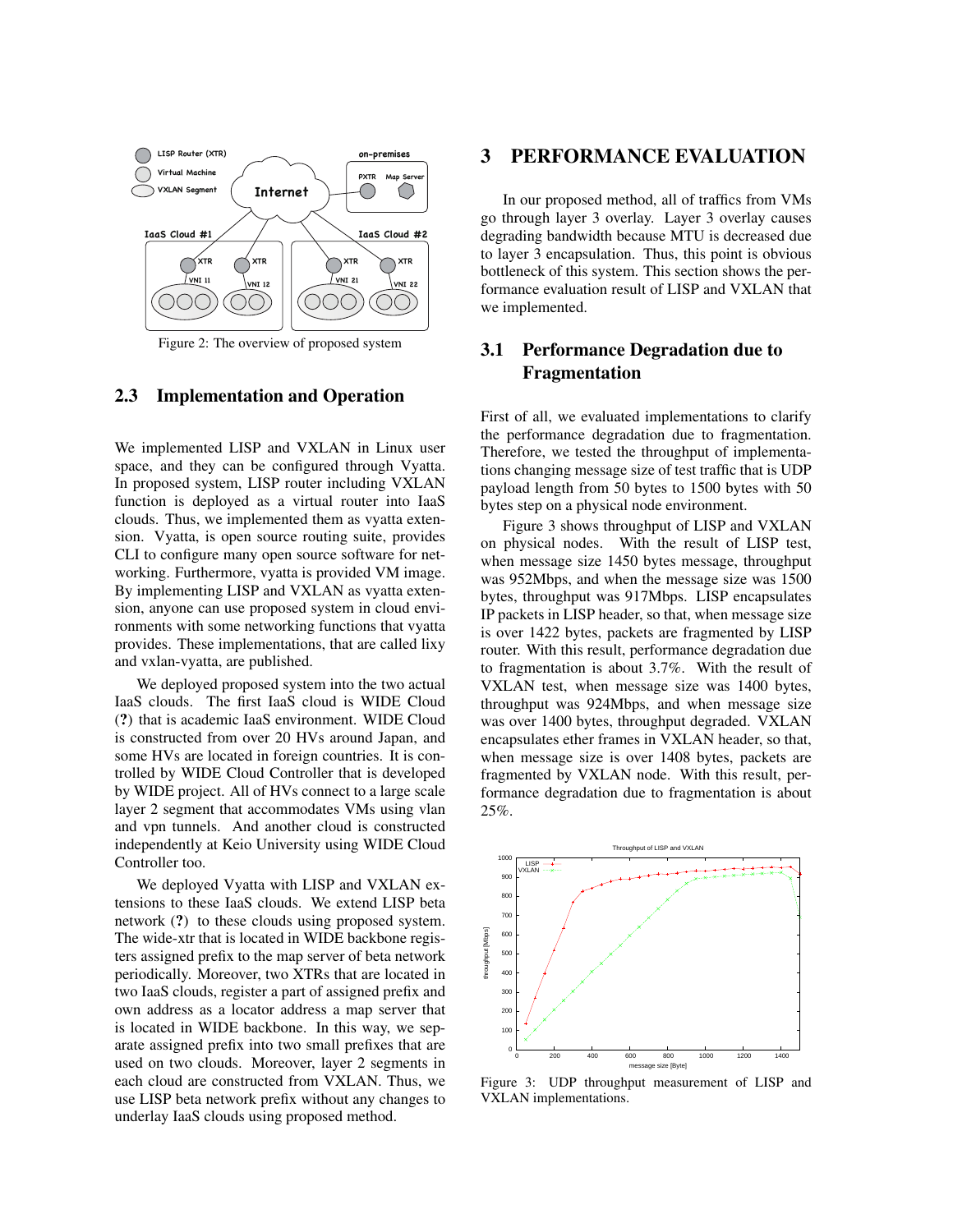Figure 2: The overview of proposed system

### 2.3 Implementation and Operation

We implemented LISP and VXLAN in Linux user space, and they can be configured through Vyatta. In proposed system, LISP router including VXLAN function is deployed as a virtual router into IaaS clouds. Thus, we implemented them as vyatta extension. Vyatta, is open source routing suite, provides CLI to configure many open source software for networking. Furthermore, vyatta is provided VM image. By implementing LISP and VXLAN as vyatta extension, anyone can use proposed system in cloud environments with some networking functions that vyatta provides. These implementations, that are called lixy and vxlan-vyatta, are published.

We deployed proposed system into the two actual IaaS clouds. The first IaaS cloud is WIDE Cloud (?) that is academic IaaS environment. WIDE Cloud is constructed from over 20 HVs around Japan, and some HVs are located in foreign countries. It is controlled by WIDE Cloud Controller that is developed by WIDE project. All of HVs connect to a large scale layer 2 segment that accommodates VMs using vlan and vpn tunnels. And another cloud is constructed independently at Keio University using WIDE Cloud Controller too.

We deployed Vyatta with LISP and VXLAN extensions to these IaaS clouds. We extend LISP beta network (?) to these clouds using proposed system. The wide-xtr that is located in WIDE backbone registers assigned prefix to the map server of beta network periodically. Moreover, two XTRs that are located in two IaaS clouds, register a part of assigned prefix and own address as a locator address a map server that is located in WIDE backbone. In this way, we separate assigned prefix into two small prefixes that are used on two clouds. Moreover, layer 2 segments in each cloud are constructed from VXLAN. Thus, we use LISP beta network prefix without any changes to underlay IaaS clouds using proposed method.

## 3 PERFORMANCE EVALUATION

In our proposed method, all of traffics from VMs go through layer 3 overlay. Layer 3 overlay causes degrading bandwidth because MTU is decreased due to layer 3 encapsulation. Thus, this point is obvious bottleneck of this system. This section shows the performance evaluation result of LISP and VXLAN that we implemented.

### 3.1 Performance Degradation due to Fragmentation

First of all, we evaluated implementations to clarify the performance degradation due to fragmentation. Therefore, we tested the throughput of implementations changing message size of test traffic that is UDP payload length from 50 bytes to 1500 bytes with 50 bytes step on a physical node environment.

Figure 3 shows throughput of LISP and VXLAN on physical nodes. With the result of LISP test, when message size 1450 bytes message, throughput was 952Mbps, and when the message size was 1500 bytes, throughput was 917Mbps. LISP encapsulates IP packets in LISP header, so that, when message size is over 1422 bytes, packets are fragmented by LISP router. With this result, performance degradation due to fragmentation is about 3.7%. With the result of VXLAN test, when message size was 1400 bytes, throughput was 924Mbps, and when message size was over 1400 bytes, throughput degraded. VXLAN encapsulates ether frames in VXLAN header, so that, when message size is over 1408 bytes, packets are fragmented by VXLAN node. With this result, performance degradation due to fragmentation is about 25%.

Figure 3: UDP throughput measurement of LISP and VXLAN implementations.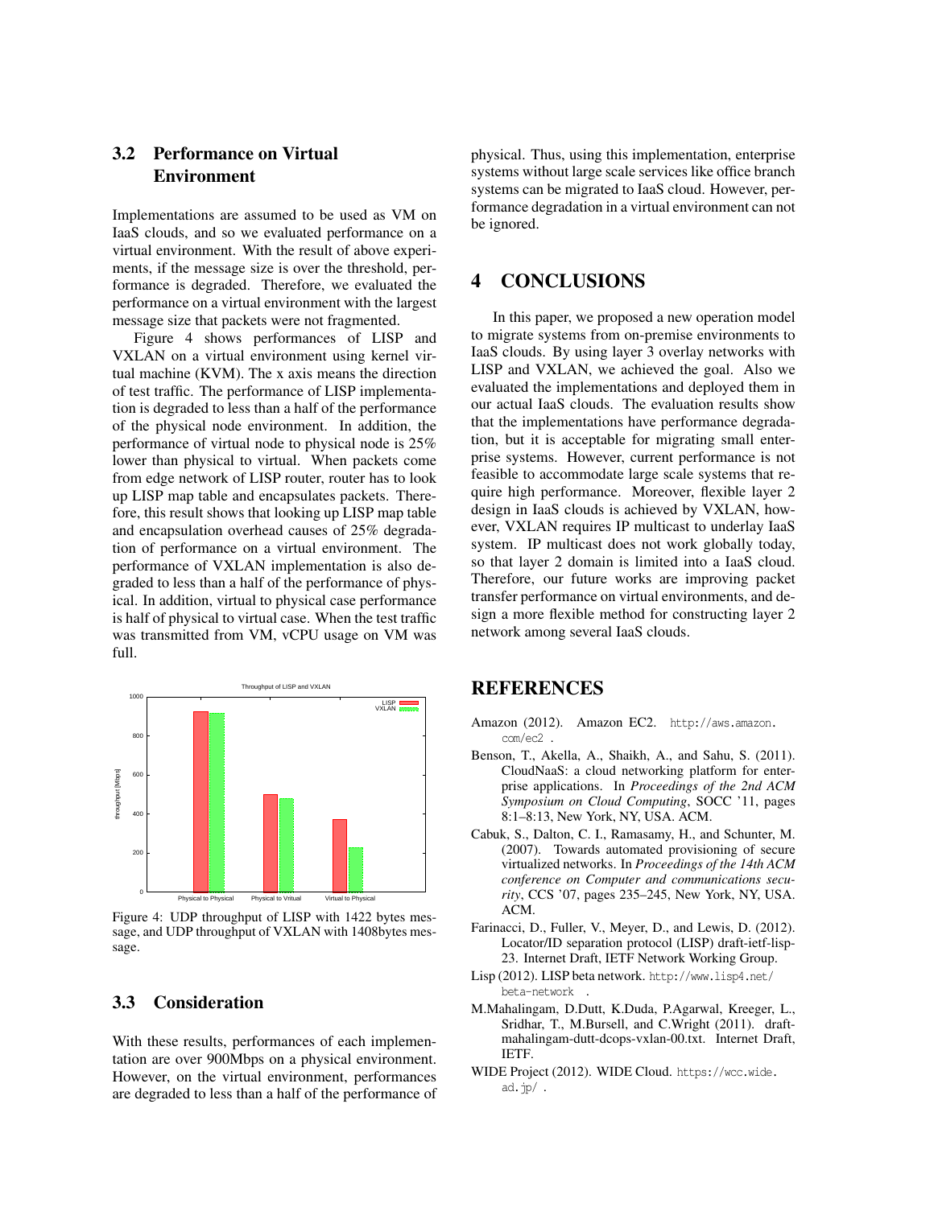## 3.2 Performance on Virtual Environment

Implementations are assumed to be used as VM on IaaS clouds, and so we evaluated performance on a virtual environment. With the result of above experiments, if the message size is over the threshold, performance is degraded. Therefore, we evaluated the performance on a virtual environment with the largest message size that packets were not fragmented.

Figure 4 shows performances of LISP and VXLAN on a virtual environment using kernel virtual machine (KVM). The x axis means the direction of test traffic. The performance of LISP implementation is degraded to less than a half of the performance of the physical node environment. In addition, the performance of virtual node to physical node is 25% lower than physical to virtual. When packets come from edge network of LISP router, router has to look up LISP map table and encapsulates packets. Therefore, this result shows that looking up LISP map table and encapsulation overhead causes of 25% degradation of performance on a virtual environment. The performance of VXLAN implementation is also degraded to less than a half of the performance of physical. In addition, virtual to physical case performance is half of physical to virtual case. When the test traffic was transmitted from VM, vCPU usage on VM was full.

Throughput of LISP and VXLAN

throughput [Mbps]

1000
800
600
400
200
0

LISP
VXLAN

Physical to Physical
Physical to Virtual
Virtual to Physical

Figure 4: UDP throughput of LISP with 1422 bytes message, and UDP throughput of VXLAN with 1408bytes message.

## 3.3 Consideration

With these results, performances of each implementation are over 900Mbps on a physical environment. However, on the virtual environment, performances are degraded to less than a half of the performance of physical. Thus, using this implementation, enterprise systems without large scale services like office branch systems can be migrated to IaaS cloud. However, performance degradation in a virtual environment can not be ignored.

# 4 CONCLUSIONS

In this paper, we proposed a new operation model to migrate systems from on-premise environments to IaaS clouds. By using layer 3 overlay networks with LISP and VXLAN, we achieved the goal. Also we evaluated the implementations and deployed them in our actual IaaS clouds. The evaluation results show that the implementations have performance degradation, but it is acceptable for migrating small enterprise systems. However, current performance is not feasible to accommodate large scale systems that require high performance. Moreover, flexible layer 2 design in IaaS clouds is achieved by VXLAN, however, VXLAN requires IP multicast to underlay IaaS system. IP multicast does not work globally today, so that layer 2 domain is limited into a IaaS cloud. Therefore, our future works are improving packet transfer performance on virtual environments, and design a more flexible method for constructing layer 2 network among several IaaS clouds.

# REFERENCES

Amazon (2012). Amazon EC2. http://aws.amazon.com/ec2 .

Benson, T., Akella, A., Shaikh, A., and Sahu, S. (2011). CloudNaaS: a cloud networking platform for enterprise applications. In *Proceedings of the 2nd ACM Symposium on Cloud Computing*, SOCC '11, pages 8:1–8:13, New York, NY, USA. ACM.

Cabuk, S., Dalton, C. I., Ramasamy, H., and Schunter, M. (2007). Towards automated provisioning of secure virtualized networks. In *Proceedings of the 14th ACM conference on Computer and communications security*, CCS '07, pages 235–245, New York, NY, USA. ACM.

Farinacci, D., Fuller, V., Meyer, D., and Lewis, D. (2012). Locator/ID separation protocol (LISP) draft-ietf-lisp-23. Internet Draft, IETF Network Working Group.

Lisp (2012). LISP beta network. http://www.lisp4.net/beta-network .

M.Mahalingam, D.Dutt, K.Duda, P.Agarwal, Kreeger, L., Sridhar, T., M.Bursell, and C.Wright (2011). draft-mahalingam-dutt-dcops-vxlan-00.txt. Internet Draft, IETF.

WIDE Project (2012). WIDE Cloud. https://wcc.wide.ad.jp/ .